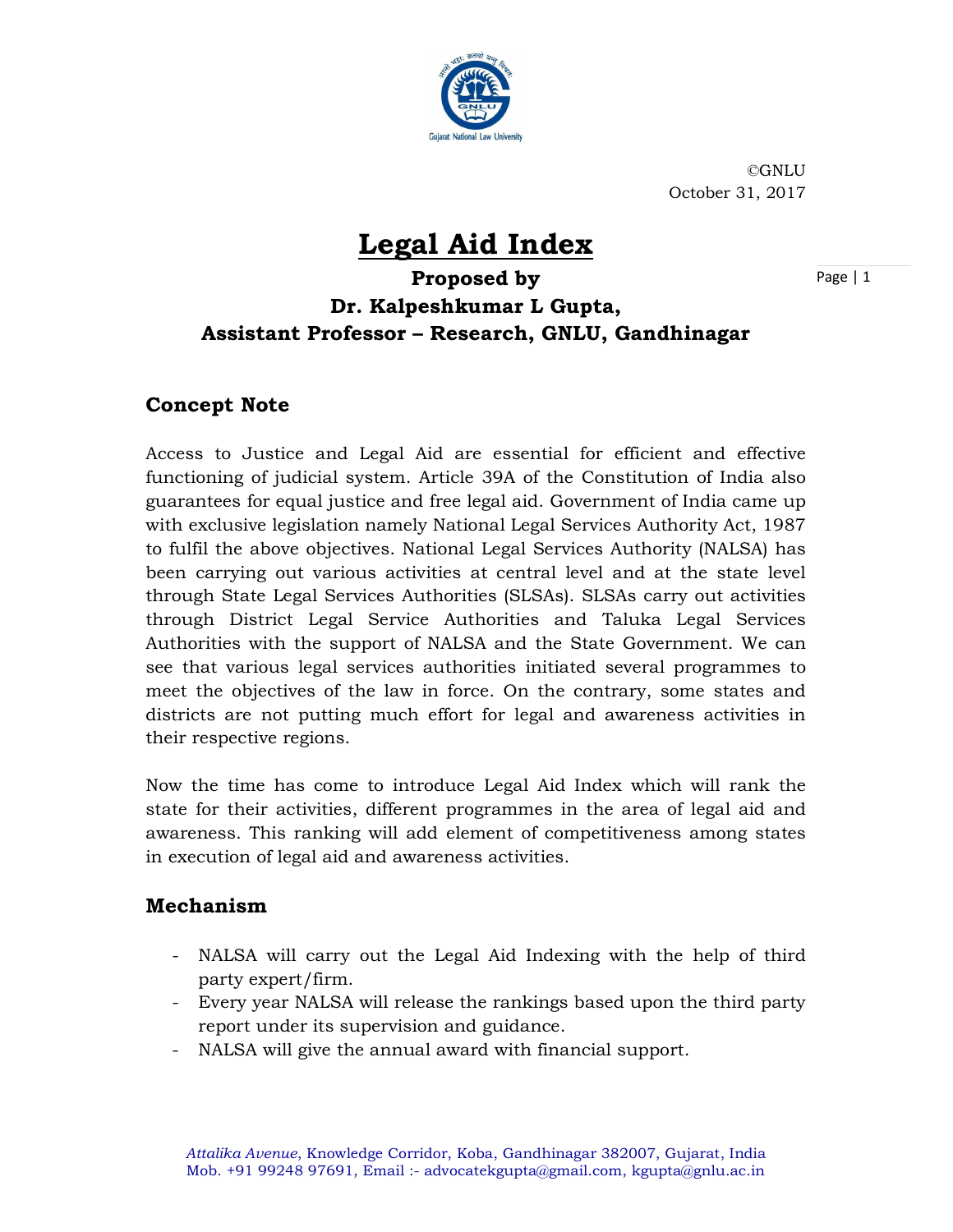©GNLU
October 31, 2017

# Legal Aid Index

### Proposed by Dr. Kalpeshkumar L Gupta, Assistant Professor – Research, GNLU, Gandhinagar

## Concept Note

Access to Justice and Legal Aid are essential for efficient and effective functioning of judicial system. Article 39A of the Constitution of India also guarantees for equal justice and free legal aid. Government of India came up with exclusive legislation namely National Legal Services Authority Act, 1987 to fulfil the above objectives. National Legal Services Authority (NALSA) has been carrying out various activities at central level and at the state level through State Legal Services Authorities (SLSAs). SLSAs carry out activities through District Legal Service Authorities and Taluka Legal Services Authorities with the support of NALSA and the State Government. We can see that various legal services authorities initiated several programmes to meet the objectives of the law in force. On the contrary, some states and districts are not putting much effort for legal and awareness activities in their respective regions.

Now the time has come to introduce Legal Aid Index which will rank the state for their activities, different programmes in the area of legal aid and awareness. This ranking will add element of competitiveness among states in execution of legal aid and awareness activities.

## Mechanism

- NALSA will carry out the Legal Aid Indexing with the help of third party expert/firm.
- Every year NALSA will release the rankings based upon the third party report under its supervision and guidance.
- NALSA will give the annual award with financial support.

*Attalika Avenue*, Knowledge Corridor, Koba, Gandhinagar 382007, Gujarat, India
Mob. +91 99248 97691, Email :- advocatekgupta@gmail.com, kgupta@gnlu.ac.in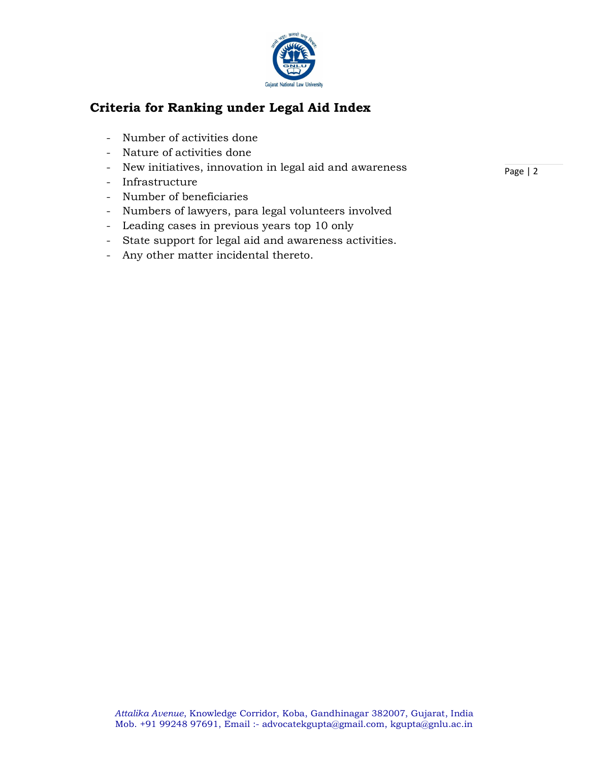## Criteria for Ranking under Legal Aid Index

- Number of activities done
- Nature of activities done
- New initiatives, innovation in legal aid and awareness
- Infrastructure
- Number of beneficiaries
- Numbers of lawyers, para legal volunteers involved
- Leading cases in previous years top 10 only
- State support for legal aid and awareness activities.
- Any other matter incidental thereto.